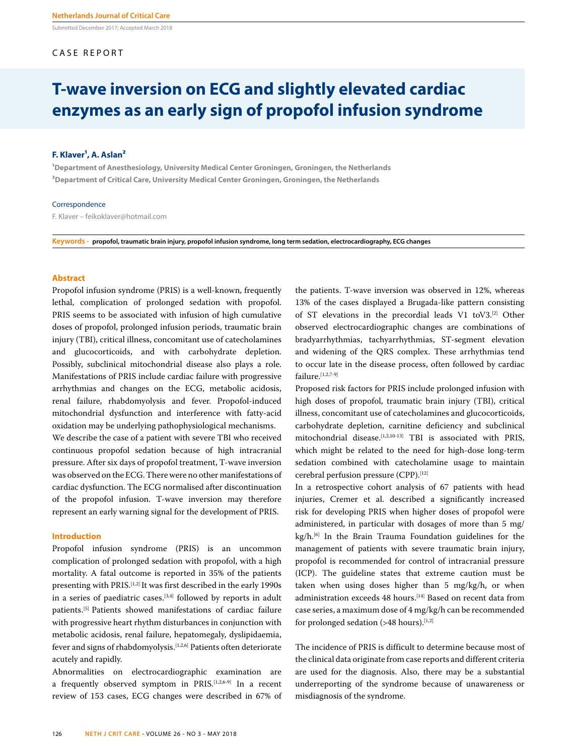Submitted December 2017; Accepted March 2018

CASE REPORT

# T-wave inversion on ECG and slightly elevated cardiac enzymes as an early sign of propofol infusion syndrome

**F. Klaver[1], A. Aslan[2]**

[1]Department of Anesthesiology, University Medical Center Groningen, Groningen, the Netherlands
[2]Department of Critical Care, University Medical Center Groningen, Groningen, the Netherlands

Correspondence

F. Klaver – feikoklaver@hotmail.com

**Keywords -** propofol, traumatic brain injury, propofol infusion syndrome, long term sedation, electrocardiography, ECG changes

## Abstract

Propofol infusion syndrome (PRIS) is a well-known, frequently lethal, complication of prolonged sedation with propofol. PRIS seems to be associated with infusion of high cumulative doses of propofol, prolonged infusion periods, traumatic brain injury (TBI), critical illness, concomitant use of catecholamines and glucocorticoids, and with carbohydrate depletion. Possibly, subclinical mitochondrial disease also plays a role. Manifestations of PRIS include cardiac failure with progressive arrhythmias and changes on the ECG, metabolic acidosis, renal failure, rhabdomyolysis and fever. Propofol-induced mitochondrial dysfunction and interference with fatty-acid oxidation may be underlying pathophysiological mechanisms.

We describe the case of a patient with severe TBI who received continuous propofol sedation because of high intracranial pressure. After six days of propofol treatment, T-wave inversion was observed on the ECG. There were no other manifestations of cardiac dysfunction. The ECG normalised after discontinuation of the propofol infusion. T-wave inversion may therefore represent an early warning signal for the development of PRIS.

## Introduction

Propofol infusion syndrome (PRIS) is an uncommon complication of prolonged sedation with propofol, with a high mortality. A fatal outcome is reported in 35% of the patients presenting with PRIS.[1,2] It was first described in the early 1990s in a series of paediatric cases.[3,4] followed by reports in adult patients.[5] Patients showed manifestations of cardiac failure with progressive heart rhythm disturbances in conjunction with metabolic acidosis, renal failure, hepatomegaly, dyslipidaemia, fever and signs of rhabdomyolysis.[1,2,6] Patients often deteriorate acutely and rapidly.

Abnormalities on electrocardiographic examination are a frequently observed symptom in PRIS.[1,2,6-9] In a recent review of 153 cases, ECG changes were described in 67% of the patients. T-wave inversion was observed in 12%, whereas 13% of the cases displayed a Brugada-like pattern consisting of ST elevations in the precordial leads V1 toV3.[2] Other observed electrocardiographic changes are combinations of bradyarrhythmias, tachyarrhythmias, ST-segment elevation and widening of the QRS complex. These arrhythmias tend to occur late in the disease process, often followed by cardiac failure.[1,2,7-9]

Proposed risk factors for PRIS include prolonged infusion with high doses of propofol, traumatic brain injury (TBI), critical illness, concomitant use of catecholamines and glucocorticoids, carbohydrate depletion, carnitine deficiency and subclinical mitochondrial disease.[1,2,10-13] TBI is associated with PRIS, which might be related to the need for high-dose long-term sedation combined with catecholamine usage to maintain cerebral perfusion pressure (CPP).[12]

In a retrospective cohort analysis of 67 patients with head injuries, Cremer et al. described a significantly increased risk for developing PRIS when higher doses of propofol were administered, in particular with dosages of more than 5 mg/kg/h.[6] In the Brain Trauma Foundation guidelines for the management of patients with severe traumatic brain injury, propofol is recommended for control of intracranial pressure (ICP). The guideline states that extreme caution must be taken when using doses higher than 5 mg/kg/h, or when administration exceeds 48 hours.[14] Based on recent data from case series, a maximum dose of 4 mg/kg/h can be recommended for prolonged sedation (>48 hours).[1,2]

The incidence of PRIS is difficult to determine because most of the clinical data originate from case reports and different criteria are used for the diagnosis. Also, there may be a substantial underreporting of the syndrome because of unawareness or misdiagnosis of the syndrome.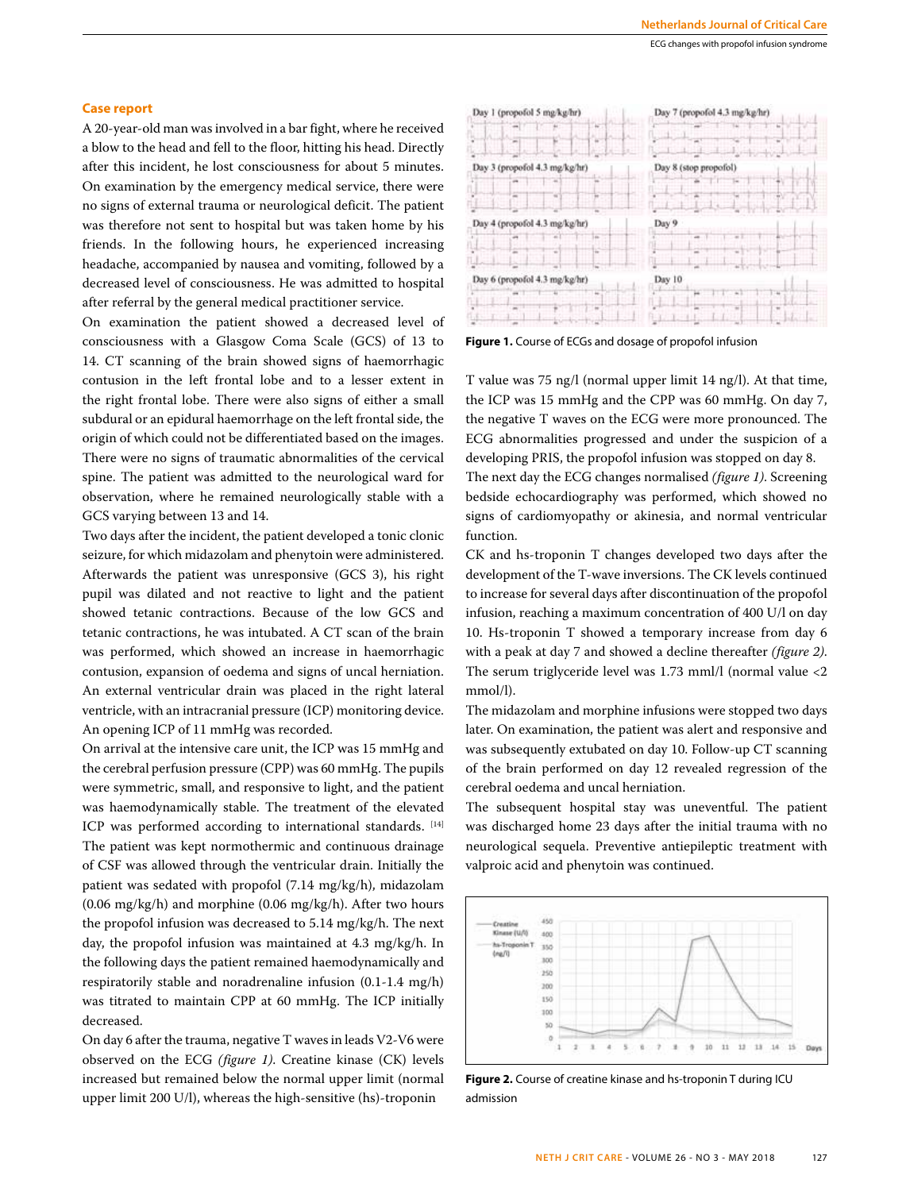## Case report

A 20-year-old man was involved in a bar fight, where he received a blow to the head and fell to the floor, hitting his head. Directly after this incident, he lost consciousness for about 5 minutes. On examination by the emergency medical service, there were no signs of external trauma or neurological deficit. The patient was therefore not sent to hospital but was taken home by his friends. In the following hours, he experienced increasing headache, accompanied by nausea and vomiting, followed by a decreased level of consciousness. He was admitted to hospital after referral by the general medical practitioner service.

On examination the patient showed a decreased level of consciousness with a Glasgow Coma Scale (GCS) of 13 to 14. CT scanning of the brain showed signs of haemorrhagic contusion in the left frontal lobe and to a lesser extent in the right frontal lobe. There were also signs of either a small subdural or an epidural haemorrhage on the left frontal side, the origin of which could not be differentiated based on the images. There were no signs of traumatic abnormalities of the cervical spine. The patient was admitted to the neurological ward for observation, where he remained neurologically stable with a GCS varying between 13 and 14.

Two days after the incident, the patient developed a tonic clonic seizure, for which midazolam and phenytoin were administered. Afterwards the patient was unresponsive (GCS 3), his right pupil was dilated and not reactive to light and the patient showed tetanic contractions. Because of the low GCS and tetanic contractions, he was intubated. A CT scan of the brain was performed, which showed an increase in haemorrhagic contusion, expansion of oedema and signs of uncal herniation. An external ventricular drain was placed in the right lateral ventricle, with an intracranial pressure (ICP) monitoring device. An opening ICP of 11 mmHg was recorded.

On arrival at the intensive care unit, the ICP was 15 mmHg and the cerebral perfusion pressure (CPP) was 60 mmHg. The pupils were symmetric, small, and responsive to light, and the patient was haemodynamically stable. The treatment of the elevated ICP was performed according to international standards.[14] The patient was kept normothermic and continuous drainage of CSF was allowed through the ventricular drain. Initially the patient was sedated with propofol (7.14 mg/kg/h), midazolam (0.06 mg/kg/h) and morphine (0.06 mg/kg/h). After two hours the propofol infusion was decreased to 5.14 mg/kg/h. The next day, the propofol infusion was maintained at 4.3 mg/kg/h. In the following days the patient remained haemodynamically and respiratorily stable and noradrenaline infusion (0.1-1.4 mg/h) was titrated to maintain CPP at 60 mmHg. The ICP initially decreased.

On day 6 after the trauma, negative T waves in leads V2-V6 were observed on the ECG *(figure 1)*. Creatine kinase (CK) levels increased but remained below the normal upper limit (normal upper limit 200 U/l), whereas the high-sensitive (hs)-troponin T value was 75 ng/l (normal upper limit 14 ng/l). At that time, the ICP was 15 mmHg and the CPP was 60 mmHg. On day 7, the negative T waves on the ECG were more pronounced. The ECG abnormalities progressed and under the suspicion of a developing PRIS, the propofol infusion was stopped on day 8.

The next day the ECG changes normalised *(figure 1)*. Screening bedside echocardiography was performed, which showed no signs of cardiomyopathy or akinesia, and normal ventricular function.

CK and hs-troponin T changes developed two days after the development of the T-wave inversions. The CK levels continued to increase for several days after discontinuation of the propofol infusion, reaching a maximum concentration of 400 U/l on day 10. Hs-troponin T showed a temporary increase from day 6 with a peak at day 7 and showed a decline thereafter *(figure 2)*. The serum triglyceride level was 1.73 mml/l (normal value <2 mmol/l).

The midazolam and morphine infusions were stopped two days later. On examination, the patient was alert and responsive and was subsequently extubated on day 10. Follow-up CT scanning of the brain performed on day 12 revealed regression of the cerebral oedema and uncal herniation.

The subsequent hospital stay was uneventful. The patient was discharged home 23 days after the initial trauma with no neurological sequela. Preventive antiepileptic treatment with valproic acid and phenytoin was continued.

**Figure 1.** Course of ECGs and dosage of propofol infusion

**Figure 2.** Course of creatine kinase and hs-troponin T during ICU admission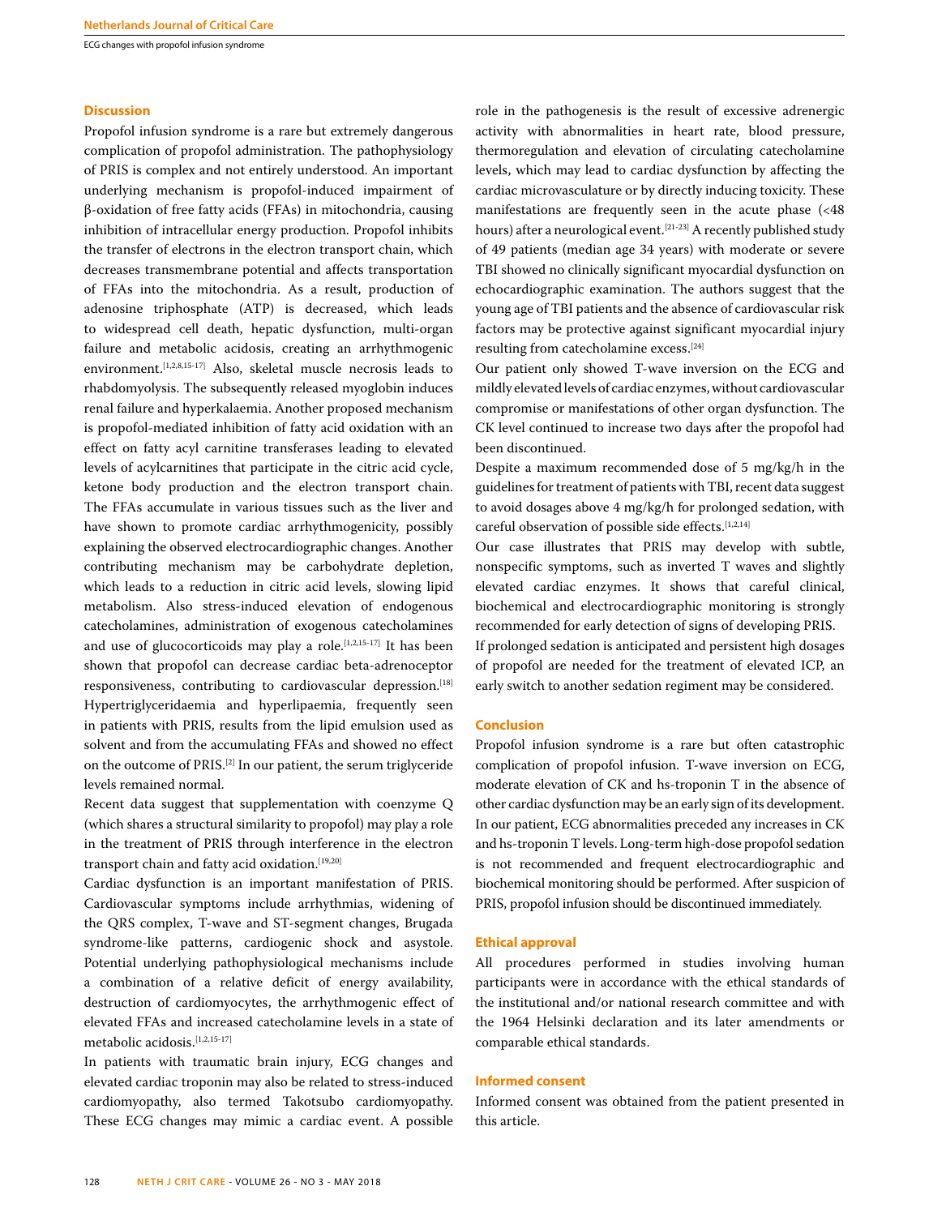## Discussion

Propofol infusion syndrome is a rare but extremely dangerous complication of propofol administration. The pathophysiology of PRIS is complex and not entirely understood. An important underlying mechanism is propofol-induced impairment of β-oxidation of free fatty acids (FFAs) in mitochondria, causing inhibition of intracellular energy production. Propofol inhibits the transfer of electrons in the electron transport chain, which decreases transmembrane potential and affects transportation of FFAs into the mitochondria. As a result, production of adenosine triphosphate (ATP) is decreased, which leads to widespread cell death, hepatic dysfunction, multi-organ failure and metabolic acidosis, creating an arrhythmogenic environment.[1,2,8,15-17] Also, skeletal muscle necrosis leads to rhabdomyolysis. The subsequently released myoglobin induces renal failure and hyperkalaemia. Another proposed mechanism is propofol-mediated inhibition of fatty acid oxidation with an effect on fatty acyl carnitine transferases leading to elevated levels of acylcarnitines that participate in the citric acid cycle, ketone body production and the electron transport chain. The FFAs accumulate in various tissues such as the liver and have shown to promote cardiac arrhythmogenicity, possibly explaining the observed electrocardiographic changes. Another contributing mechanism may be carbohydrate depletion, which leads to a reduction in citric acid levels, slowing lipid metabolism. Also stress-induced elevation of endogenous catecholamines, administration of exogenous catecholamines and use of glucocorticoids may play a role.[1,2,15-17] It has been shown that propofol can decrease cardiac beta-adrenoceptor responsiveness, contributing to cardiovascular depression.[18] Hypertriglyceridaemia and hyperlipaemia, frequently seen in patients with PRIS, results from the lipid emulsion used as solvent and from the accumulating FFAs and showed no effect on the outcome of PRIS.[2] In our patient, the serum triglyceride levels remained normal.

Recent data suggest that supplementation with coenzyme Q (which shares a structural similarity to propofol) may play a role in the treatment of PRIS through interference in the electron transport chain and fatty acid oxidation.[19,20]

Cardiac dysfunction is an important manifestation of PRIS. Cardiovascular symptoms include arrhythmias, widening of the QRS complex, T-wave and ST-segment changes, Brugada syndrome-like patterns, cardiogenic shock and asystole. Potential underlying pathophysiological mechanisms include a combination of a relative deficit of energy availability, destruction of cardiomyocytes, the arrhythmogenic effect of elevated FFAs and increased catecholamine levels in a state of metabolic acidosis.[1,2,15-17]

In patients with traumatic brain injury, ECG changes and elevated cardiac troponin may also be related to stress-induced cardiomyopathy, also termed Takotsubo cardiomyopathy. These ECG changes may mimic a cardiac event. A possible role in the pathogenesis is the result of excessive adrenergic activity with abnormalities in heart rate, blood pressure, thermoregulation and elevation of circulating catecholamine levels, which may lead to cardiac dysfunction by affecting the cardiac microvasculature or by directly inducing toxicity. These manifestations are frequently seen in the acute phase (<48 hours) after a neurological event.[21-23] A recently published study of 49 patients (median age 34 years) with moderate or severe TBI showed no clinically significant myocardial dysfunction on echocardiographic examination. The authors suggest that the young age of TBI patients and the absence of cardiovascular risk factors may be protective against significant myocardial injury resulting from catecholamine excess.[24]

Our patient only showed T-wave inversion on the ECG and mildly elevated levels of cardiac enzymes, without cardiovascular compromise or manifestations of other organ dysfunction. The CK level continued to increase two days after the propofol had been discontinued.

Despite a maximum recommended dose of 5 mg/kg/h in the guidelines for treatment of patients with TBI, recent data suggest to avoid dosages above 4 mg/kg/h for prolonged sedation, with careful observation of possible side effects.[1,2,14]

Our case illustrates that PRIS may develop with subtle, nonspecific symptoms, such as inverted T waves and slightly elevated cardiac enzymes. It shows that careful clinical, biochemical and electrocardiographic monitoring is strongly recommended for early detection of signs of developing PRIS.

If prolonged sedation is anticipated and persistent high dosages of propofol are needed for the treatment of elevated ICP, an early switch to another sedation regiment may be considered.

## Conclusion

Propofol infusion syndrome is a rare but often catastrophic complication of propofol infusion. T-wave inversion on ECG, moderate elevation of CK and hs-troponin T in the absence of other cardiac dysfunction may be an early sign of its development. In our patient, ECG abnormalities preceded any increases in CK and hs-troponin T levels. Long-term high-dose propofol sedation is not recommended and frequent electrocardiographic and biochemical monitoring should be performed. After suspicion of PRIS, propofol infusion should be discontinued immediately.

## Ethical approval

All procedures performed in studies involving human participants were in accordance with the ethical standards of the institutional and/or national research committee and with the 1964 Helsinki declaration and its later amendments or comparable ethical standards.

## Informed consent

Informed consent was obtained from the patient presented in this article.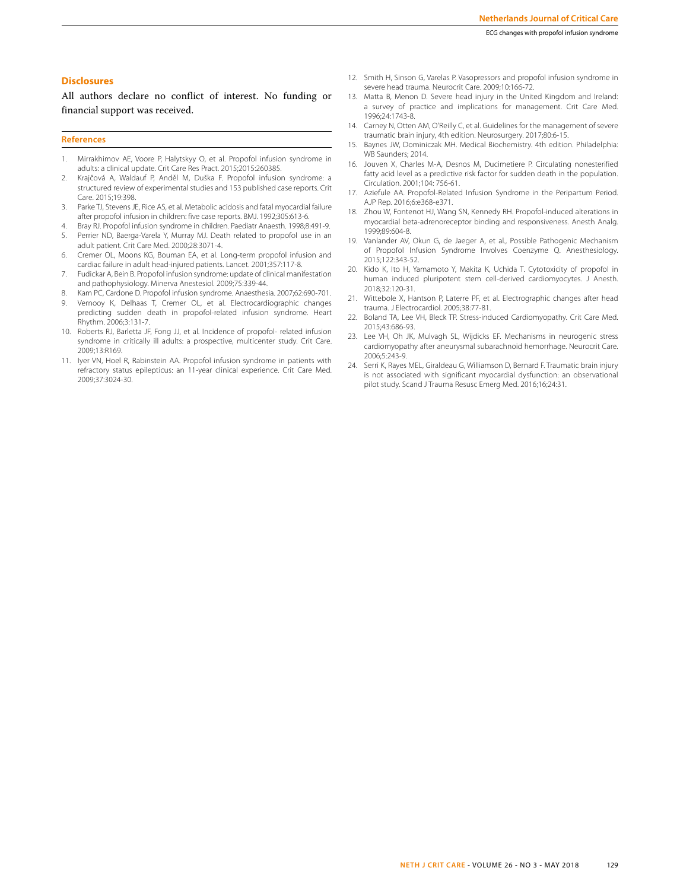## Disclosures

All authors declare no conflict of interest. No funding or financial support was received.

## References

1. Mirrakhimov AE, Voore P, Halytskyy O, et al. Propofol infusion syndrome in adults: a clinical update. Crit Care Res Pract. 2015;2015:260385.
2. Krajčová A, Waldauf P, Anděl M, Duška F. Propofol infusion syndrome: a structured review of experimental studies and 153 published case reports. Crit Care. 2015;19:398.
3. Parke TJ, Stevens JE, Rice AS, et al. Metabolic acidosis and fatal myocardial failure after propofol infusion in children: five case reports. BMJ. 1992;305:613-6.
4. Bray RJ. Propofol infusion syndrome in children. Paediatr Anaesth. 1998;8:491-9.
5. Perrier ND, Baerga-Varela Y, Murray MJ. Death related to propofol use in an adult patient. Crit Care Med. 2000;28:3071-4.
6. Cremer OL, Moons KG, Bouman EA, et al. Long-term propofol infusion and cardiac failure in adult head-injured patients. Lancet. 2001;357:117-8.
7. Fudickar A, Bein B. Propofol infusion syndrome: update of clinical manifestation and pathophysiology. Minerva Anestesiol. 2009;75:339-44.
8. Kam PC, Cardone D. Propofol infusion syndrome. Anaesthesia. 2007;62:690-701.
9. Vernooy K, Delhaas T, Cremer OL, et al. Electrocardiographic changes predicting sudden death in propofol-related infusion syndrome. Heart Rhythm. 2006;3:131-7.
10. Roberts RJ, Barletta JF, Fong JJ, et al. Incidence of propofol- related infusion syndrome in critically ill adults: a prospective, multicenter study. Crit Care. 2009;13:R169.
11. Iyer VN, Hoel R, Rabinstein AA. Propofol infusion syndrome in patients with refractory status epilepticus: an 11-year clinical experience. Crit Care Med. 2009;37:3024-30.
12. Smith H, Sinson G, Varelas P. Vasopressors and propofol infusion syndrome in severe head trauma. Neurocrit Care. 2009;10:166-72.
13. Matta B, Menon D. Severe head injury in the United Kingdom and Ireland: a survey of practice and implications for management. Crit Care Med. 1996;24:1743-8.
14. Carney N, Otten AM, O'Reilly C, et al. Guidelines for the management of severe traumatic brain injury, 4th edition. Neurosurgery. 2017;80:6-15.
15. Baynes JW, Dominiczak MH. Medical Biochemistry. 4th edition. Philadelphia: WB Saunders; 2014.
16. Jouven X, Charles M-A, Desnos M, Ducimetiere P. Circulating nonesterified fatty acid level as a predictive risk factor for sudden death in the population. Circulation. 2001;104: 756-61.
17. Aziefule AA. Propofol-Related Infusion Syndrome in the Peripartum Period. AJP Rep. 2016;6:e368-e371.
18. Zhou W, Fontenot HJ, Wang SN, Kennedy RH. Propofol-induced alterations in myocardial beta-adrenoreceptor binding and responsiveness. Anesth Analg. 1999;89:604-8.
19. Vanlander AV, Okun G, de Jaeger A, et al., Possible Pathogenic Mechanism of Propofol Infusion Syndrome Involves Coenzyme Q. Anesthesiology. 2015;122:343-52.
20. Kido K, Ito H, Yamamoto Y, Makita K, Uchida T. Cytotoxicity of propofol in human induced pluripotent stem cell-derived cardiomyocytes. J Anesth. 2018;32:120-31.
21. Wittebole X, Hantson P, Laterre PF, et al. Electrographic changes after head trauma. J Electrocardiol. 2005;38:77-81.
22. Boland TA, Lee VH, Bleck TP. Stress-induced Cardiomyopathy. Crit Care Med. 2015;43:686-93.
23. Lee VH, Oh JK, Mulvagh SL, Wijdicks EF. Mechanisms in neurogenic stress cardiomyopathy after aneurysmal subarachnoid hemorrhage. Neurocrit Care. 2006;5:243-9.
24. Serri K, Rayes MEL, Giraldeau G, Williamson D, Bernard F. Traumatic brain injury is not associated with significant myocardial dysfunction: an observational pilot study. Scand J Trauma Resusc Emerg Med. 2016;16;24:31.